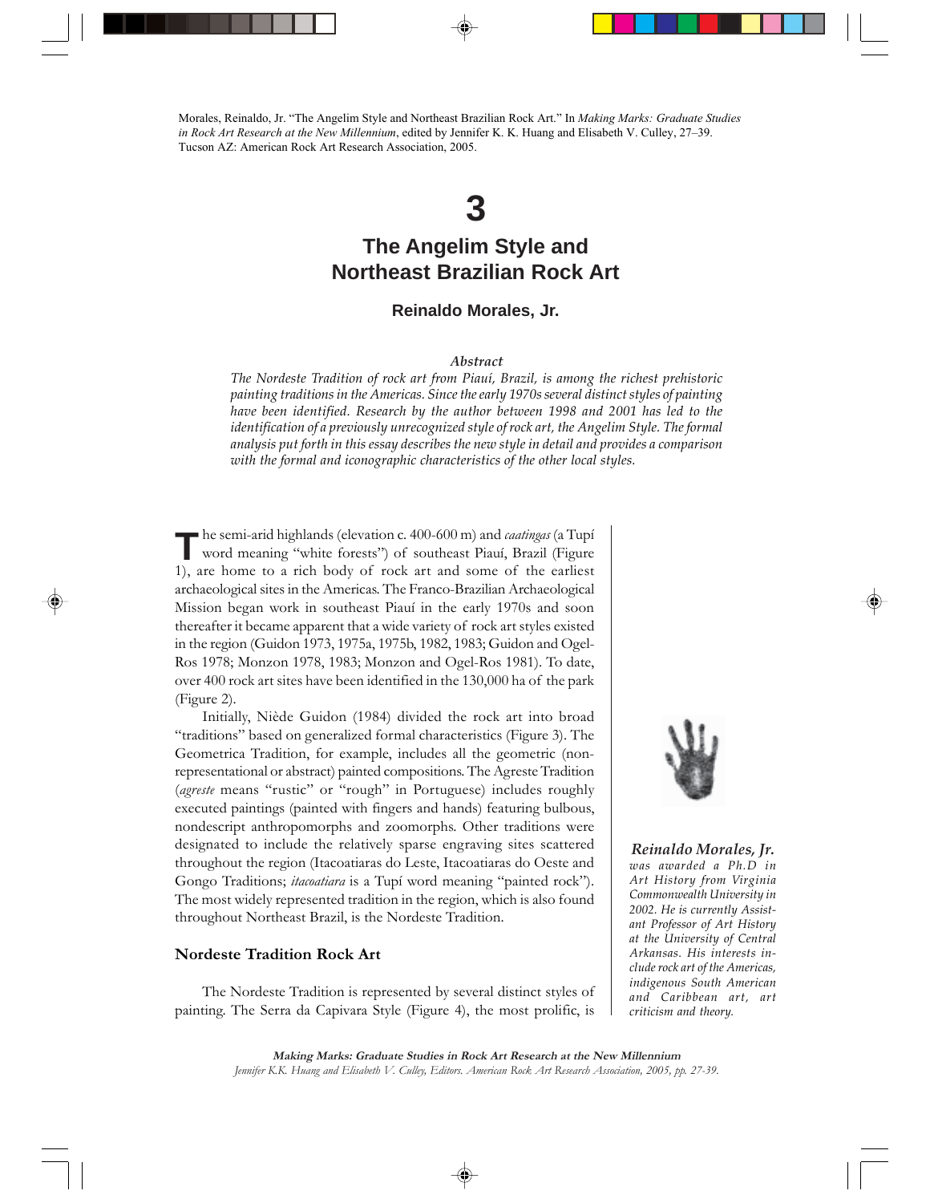Morales, Reinaldo, Jr. "The Angelim Style and Northeast Brazilian Rock Art." In *Making Marks: Graduate Studies in Rock Art Research at the New Millennium*, edited by Jennifer K. K. Huang and Elisabeth V. Culley, 27–39. Tucson AZ: American Rock Art Research Association, 2005.

# 3

# The Angelim Style and Northeast Brazilian Rock Art

### Reinaldo Morales, Jr.

*Abstract*

*The Nordeste Tradition of rock art from Piauí, Brazil, is among the richest prehistoric painting traditions in the Americas. Since the early 1970s several distinct styles of painting have been identified. Research by the author between 1998 and 2001 has led to the identification of a previously unrecognized style of rock art, the Angelim Style. The formal analysis put forth in this essay describes the new style in detail and provides a comparison with the formal and iconographic characteristics of the other local styles.*

The semi-arid highlands (elevation c. 400-600 m) and *caatingas* (a Tupí word meaning "white forests") of southeast Piauí, Brazil (Figure 1), are home to a rich body of rock art and some of the earliest archaeological sites in the Americas. The Franco-Brazilian Archaeological Mission began work in southeast Piauí in the early 1970s and soon thereafter it became apparent that a wide variety of rock art styles existed in the region (Guidon 1973, 1975a, 1975b, 1982, 1983; Guidon and Ogel-Ros 1978; Monzon 1978, 1983; Monzon and Ogel-Ros 1981). To date, over 400 rock art sites have been identified in the 130,000 ha of the park (Figure 2).

Initially, Niède Guidon (1984) divided the rock art into broad "traditions" based on generalized formal characteristics (Figure 3). The Geometrica Tradition, for example, includes all the geometric (non-representational or abstract) painted compositions. The Agreste Tradition (*agreste* means "rustic" or "rough" in Portuguese) includes roughly executed paintings (painted with fingers and hands) featuring bulbous, nondescript anthropomorphs and zoomorphs. Other traditions were designated to include the relatively sparse engraving sites scattered throughout the region (Itacoatiaras do Leste, Itacoatiaras do Oeste and Gongo Traditions; *itacoatiara* is a Tupí word meaning "painted rock"). The most widely represented tradition in the region, which is also found throughout Northeast Brazil, is the Nordeste Tradition.

## Nordeste Tradition Rock Art

The Nordeste Tradition is represented by several distinct styles of painting. The Serra da Capivara Style (Figure 4), the most prolific, is

***Reinaldo Morales, Jr.*** *was awarded a Ph.D in Art History from Virginia Commonwealth University in 2002. He is currently Assistant Professor of Art History at the University of Central Arkansas. His interests include rock art of the Americas, indigenous South American and Caribbean art, art criticism and theory.*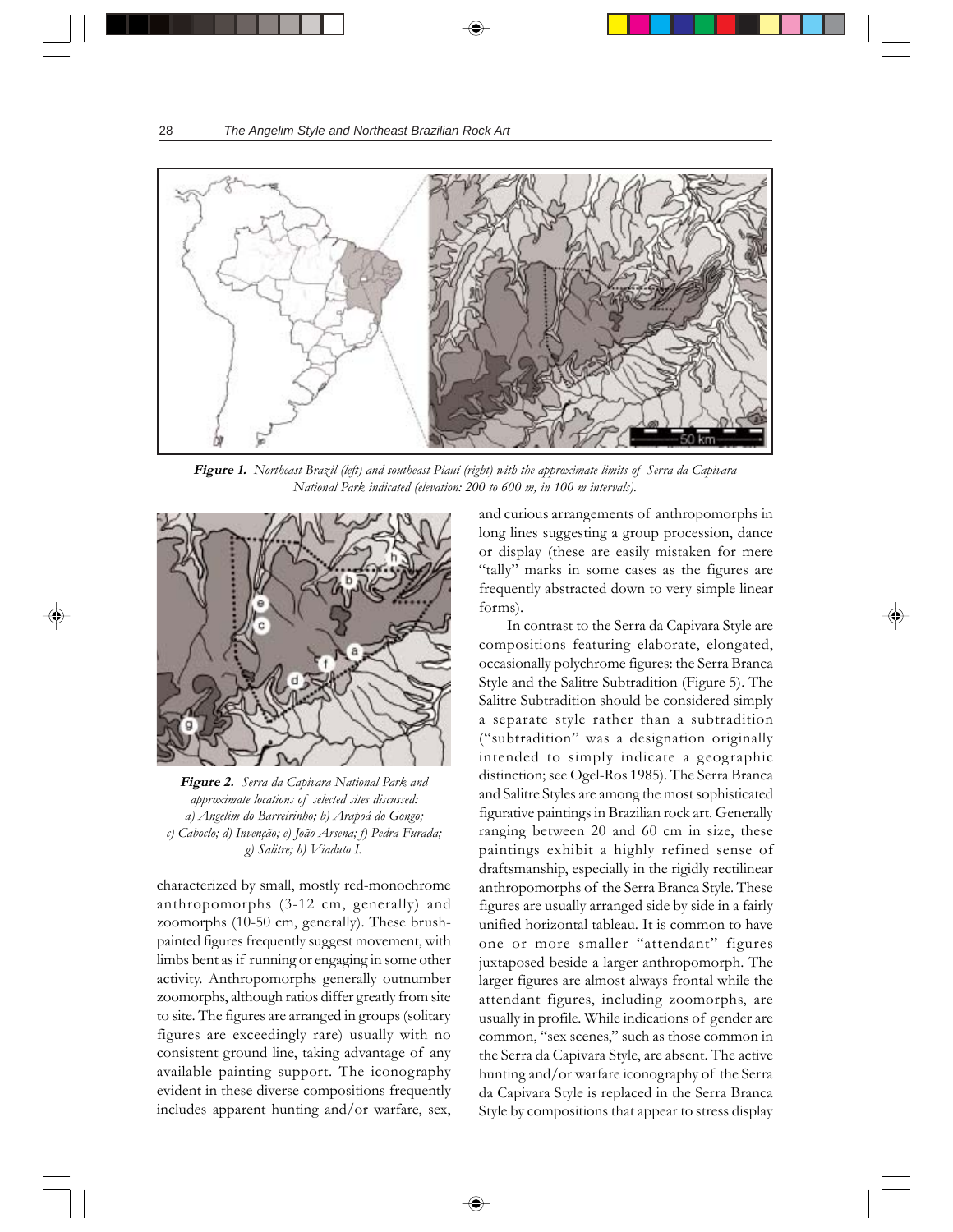50 km

***Figure 1.*** *Northeast Brazil (left) and southeast Piauí (right) with the approximate limits of Serra da Capivara National Park indicated (elevation: 200 to 600 m, in 100 m intervals).*

***Figure 2.*** *Serra da Capivara National Park and approximate locations of selected sites discussed: a) Angelim do Barreirinho; b) Arapoá do Gongo; c) Caboclo; d) Invenção; e) João Arsena; f) Pedra Furada; g) Salitre; h) Viaduto I.*

characterized by small, mostly red-monochrome anthropomorphs (3-12 cm, generally) and zoomorphs (10-50 cm, generally). These brush-painted figures frequently suggest movement, with limbs bent as if running or engaging in some other activity. Anthropomorphs generally outnumber zoomorphs, although ratios differ greatly from site to site. The figures are arranged in groups (solitary figures are exceedingly rare) usually with no consistent ground line, taking advantage of any available painting support. The iconography evident in these diverse compositions frequently includes apparent hunting and/or warfare, sex, and curious arrangements of anthropomorphs in long lines suggesting a group procession, dance or display (these are easily mistaken for mere "tally" marks in some cases as the figures are frequently abstracted down to very simple linear forms).

In contrast to the Serra da Capivara Style are compositions featuring elaborate, elongated, occasionally polychrome figures: the Serra Branca Style and the Salitre Subtradition (Figure 5). The Salitre Subtradition should be considered simply a separate style rather than a subtradition ("subtradition" was a designation originally intended to simply indicate a geographic distinction; see Ogel-Ros 1985). The Serra Branca and Salitre Styles are among the most sophisticated figurative paintings in Brazilian rock art. Generally ranging between 20 and 60 cm in size, these paintings exhibit a highly refined sense of draftsmanship, especially in the rigidly rectilinear anthropomorphs of the Serra Branca Style. These figures are usually arranged side by side in a fairly unified horizontal tableau. It is common to have one or more smaller "attendant" figures juxtaposed beside a larger anthropomorph. The larger figures are almost always frontal while the attendant figures, including zoomorphs, are usually in profile. While indications of gender are common, "sex scenes," such as those common in the Serra da Capivara Style, are absent. The active hunting and/or warfare iconography of the Serra da Capivara Style is replaced in the Serra Branca Style by compositions that appear to stress display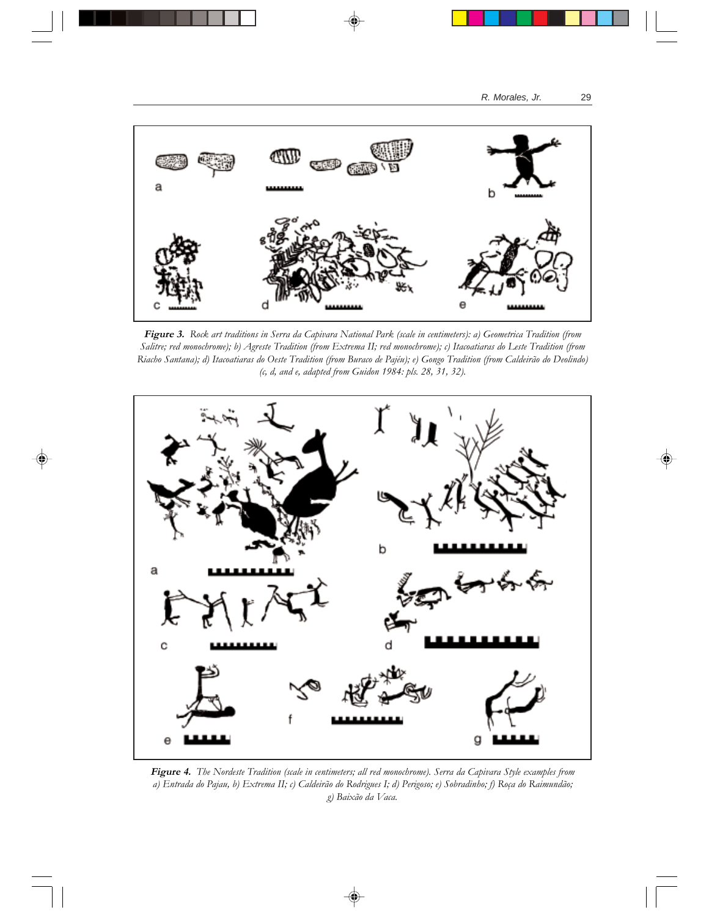a

b

c

d

e

***Figure 3.*** *Rock art traditions in Serra da Capivara National Park (scale in centimeters): a) Geometrica Tradition (from Salitre; red monochrome); b) Agreste Tradition (from Extrema II; red monochrome); c) Itacoatiaras do Leste Tradition (from Riacho Santana); d) Itacoatiaras do Oeste Tradition (from Buraco de Pajéu); e) Gongo Tradition (from Caldeirão do Deolindo) (c, d, and e, adapted from Guidon 1984: pls. 28, 31, 32).*

a

b

c

d

e

f

g

***Figure 4.*** *The Nordeste Tradition (scale in centimeters; all red monochrome). Serra da Capivara Style examples from a) Entrada do Pajau, b) Extrema II; c) Caldeirão do Rodrigues I; d) Perigoso; e) Sobradinho; f) Roça do Raimundão; g) Baixão da Vaca.*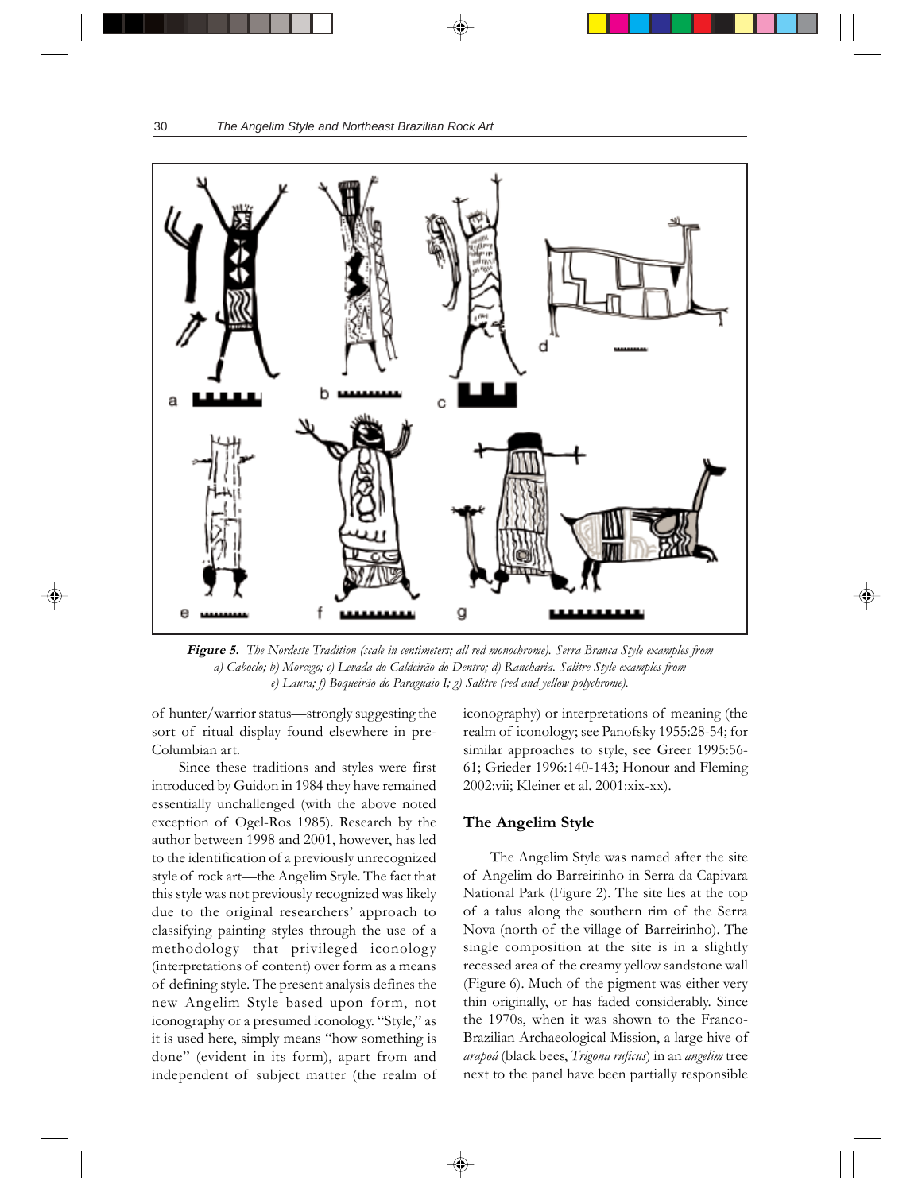a b c d e f g

***Figure 5.*** *The Nordeste Tradition (scale in centimeters; all red monochrome). Serra Branca Style examples from a) Caboclo; b) Morcego; c) Levada do Caldeirão do Dentro; d) Rancharia. Salitre Style examples from e) Laura; f) Boqueirão do Paraguaio I; g) Salitre (red and yellow polychrome).*

of hunter/warrior status—strongly suggesting the sort of ritual display found elsewhere in pre-Columbian art.

Since these traditions and styles were first introduced by Guidon in 1984 they have remained essentially unchallenged (with the above noted exception of Ogel-Ros 1985). Research by the author between 1998 and 2001, however, has led to the identification of a previously unrecognized style of rock art—the Angelim Style. The fact that this style was not previously recognized was likely due to the original researchers' approach to classifying painting styles through the use of a methodology that privileged iconology (interpretations of content) over form as a means of defining style. The present analysis defines the new Angelim Style based upon form, not iconography or a presumed iconology. "Style," as it is used here, simply means "how something is done" (evident in its form), apart from and independent of subject matter (the realm of iconography) or interpretations of meaning (the realm of iconology; see Panofsky 1955:28-54; for similar approaches to style, see Greer 1995:56-61; Grieder 1996:140-143; Honour and Fleming 2002:vii; Kleiner et al. 2001:xix-xx).

## The Angelim Style

The Angelim Style was named after the site of Angelim do Barreirinho in Serra da Capivara National Park (Figure 2). The site lies at the top of a talus along the southern rim of the Serra Nova (north of the village of Barreirinho). The single composition at the site is in a slightly recessed area of the creamy yellow sandstone wall (Figure 6). Much of the pigment was either very thin originally, or has faded considerably. Since the 1970s, when it was shown to the Franco-Brazilian Archaeological Mission, a large hive of *arapoá* (black bees, *Trigona ruficus*) in an *angelim* tree next to the panel have been partially responsible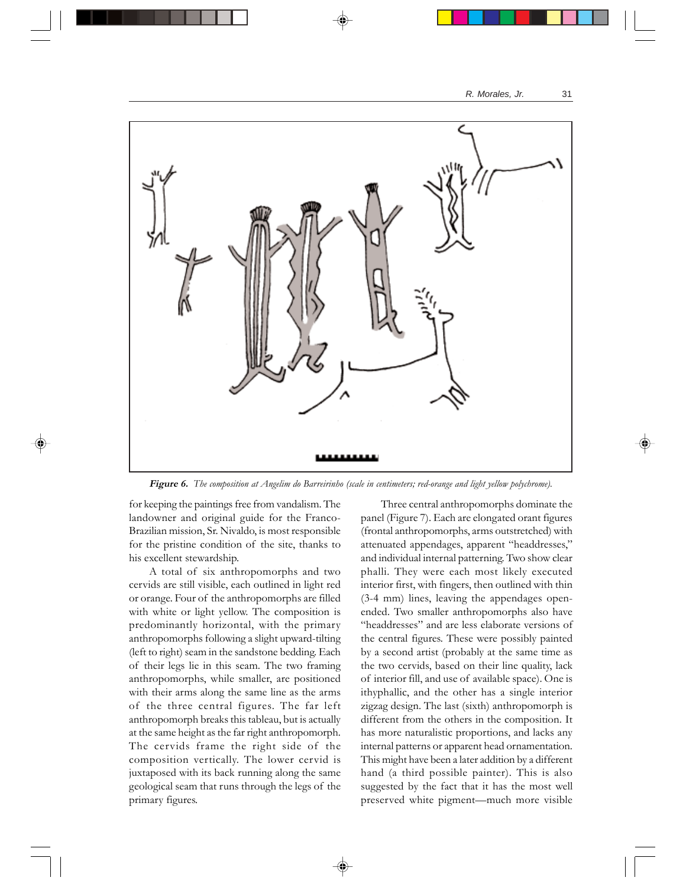***Figure 6.*** *The composition at Angelim do Barreirinho (scale in centimeters; red-orange and light yellow polychrome).*

for keeping the paintings free from vandalism. The landowner and original guide for the Franco-Brazilian mission, Sr. Nivaldo, is most responsible for the pristine condition of the site, thanks to his excellent stewardship.

A total of six anthropomorphs and two cervids are still visible, each outlined in light red or orange. Four of the anthropomorphs are filled with white or light yellow. The composition is predominantly horizontal, with the primary anthropomorphs following a slight upward-tilting (left to right) seam in the sandstone bedding. Each of their legs lie in this seam. The two framing anthropomorphs, while smaller, are positioned with their arms along the same line as the arms of the three central figures. The far left anthropomorph breaks this tableau, but is actually at the same height as the far right anthropomorph. The cervids frame the right side of the composition vertically. The lower cervid is juxtaposed with its back running along the same geological seam that runs through the legs of the primary figures.

Three central anthropomorphs dominate the panel (Figure 7). Each are elongated orant figures (frontal anthropomorphs, arms outstretched) with attenuated appendages, apparent "headdresses," and individual internal patterning. Two show clear phalli. They were each most likely executed interior first, with fingers, then outlined with thin (3-4 mm) lines, leaving the appendages open-ended. Two smaller anthropomorphs also have "headdresses" and are less elaborate versions of the central figures. These were possibly painted by a second artist (probably at the same time as the two cervids, based on their line quality, lack of interior fill, and use of available space). One is ithyphallic, and the other has a single interior zigzag design. The last (sixth) anthropomorph is different from the others in the composition. It has more naturalistic proportions, and lacks any internal patterns or apparent head ornamentation. This might have been a later addition by a different hand (a third possible painter). This is also suggested by the fact that it has the most well preserved white pigment—much more visible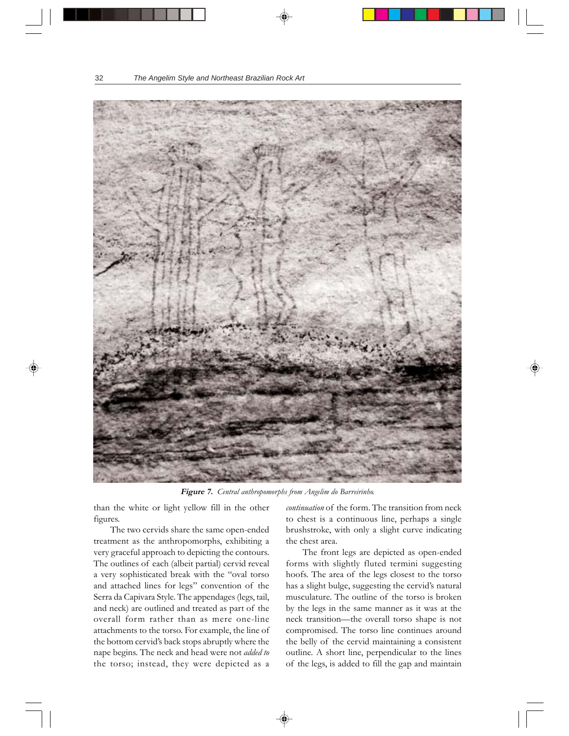*Figure 7. Central anthropomorphs from Angelim do Barreirinho.*

than the white or light yellow fill in the other figures.

The two cervids share the same open-ended treatment as the anthropomorphs, exhibiting a very graceful approach to depicting the contours. The outlines of each (albeit partial) cervid reveal a very sophisticated break with the "oval torso and attached lines for legs" convention of the Serra da Capivara Style. The appendages (legs, tail, and neck) are outlined and treated as part of the overall form rather than as mere one-line attachments to the torso. For example, the line of the bottom cervid's back stops abruptly where the nape begins. The neck and head were not *added to* the torso; instead, they were depicted as a *continuation* of the form. The transition from neck to chest is a continuous line, perhaps a single brushstroke, with only a slight curve indicating the chest area.

The front legs are depicted as open-ended forms with slightly fluted termini suggesting hoofs. The area of the legs closest to the torso has a slight bulge, suggesting the cervid's natural musculature. The outline of the torso is broken by the legs in the same manner as it was at the neck transition—the overall torso shape is not compromised. The torso line continues around the belly of the cervid maintaining a consistent outline. A short line, perpendicular to the lines of the legs, is added to fill the gap and maintain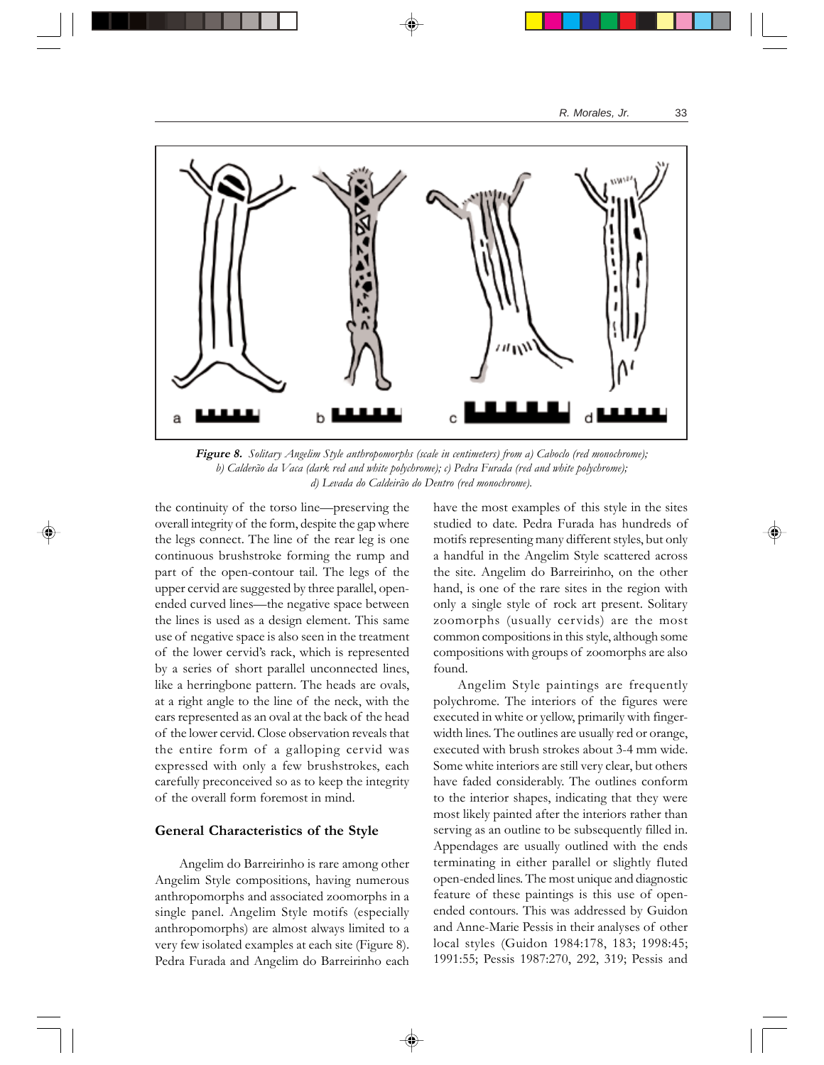a b c d

***Figure 8.*** *Solitary Angelim Style anthropomorphs (scale in centimeters) from a) Caboclo (red monochrome); b) Calderão da Vaca (dark red and white polychrome); c) Pedra Furada (red and white polychrome); d) Levada do Caldeirão do Dentro (red monochrome).*

the continuity of the torso line—preserving the overall integrity of the form, despite the gap where the legs connect. The line of the rear leg is one continuous brushstroke forming the rump and part of the open-contour tail. The legs of the upper cervid are suggested by three parallel, open-ended curved lines—the negative space between the lines is used as a design element. This same use of negative space is also seen in the treatment of the lower cervid's rack, which is represented by a series of short parallel unconnected lines, like a herringbone pattern. The heads are ovals, at a right angle to the line of the neck, with the ears represented as an oval at the back of the head of the lower cervid. Close observation reveals that the entire form of a galloping cervid was expressed with only a few brushstrokes, each carefully preconceived so as to keep the integrity of the overall form foremost in mind.

## General Characteristics of the Style

Angelim do Barreirinho is rare among other Angelim Style compositions, having numerous anthropomorphs and associated zoomorphs in a single panel. Angelim Style motifs (especially anthropomorphs) are almost always limited to a very few isolated examples at each site (Figure 8). Pedra Furada and Angelim do Barreirinho each have the most examples of this style in the sites studied to date. Pedra Furada has hundreds of motifs representing many different styles, but only a handful in the Angelim Style scattered across the site. Angelim do Barreirinho, on the other hand, is one of the rare sites in the region with only a single style of rock art present. Solitary zoomorphs (usually cervids) are the most common compositions in this style, although some compositions with groups of zoomorphs are also found.

Angelim Style paintings are frequently polychrome. The interiors of the figures were executed in white or yellow, primarily with finger-width lines. The outlines are usually red or orange, executed with brush strokes about 3-4 mm wide. Some white interiors are still very clear, but others have faded considerably. The outlines conform to the interior shapes, indicating that they were most likely painted after the interiors rather than serving as an outline to be subsequently filled in. Appendages are usually outlined with the ends terminating in either parallel or slightly fluted open-ended lines. The most unique and diagnostic feature of these paintings is this use of open-ended contours. This was addressed by Guidon and Anne-Marie Pessis in their analyses of other local styles (Guidon 1984:178, 183; 1998:45; 1991:55; Pessis 1987:270, 292, 319; Pessis and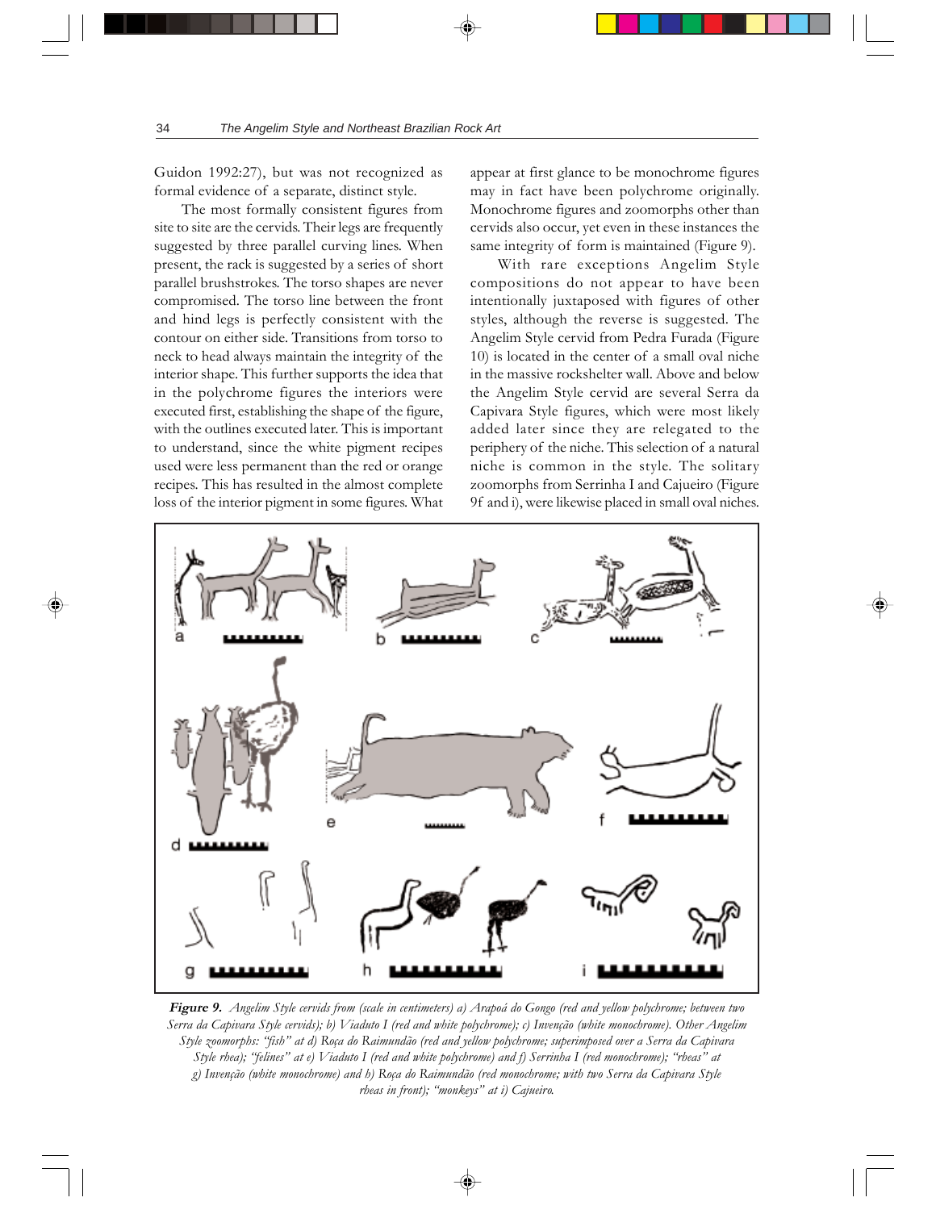Guidon 1992:27), but was not recognized as formal evidence of a separate, distinct style.

The most formally consistent figures from site to site are the cervids. Their legs are frequently suggested by three parallel curving lines. When present, the rack is suggested by a series of short parallel brushstrokes. The torso shapes are never compromised. The torso line between the front and hind legs is perfectly consistent with the contour on either side. Transitions from torso to neck to head always maintain the integrity of the interior shape. This further supports the idea that in the polychrome figures the interiors were executed first, establishing the shape of the figure, with the outlines executed later. This is important to understand, since the white pigment recipes used were less permanent than the red or orange recipes. This has resulted in the almost complete loss of the interior pigment in some figures. What appear at first glance to be monochrome figures may in fact have been polychrome originally. Monochrome figures and zoomorphs other than cervids also occur, yet even in these instances the same integrity of form is maintained (Figure 9).

With rare exceptions Angelim Style compositions do not appear to have been intentionally juxtaposed with figures of other styles, although the reverse is suggested. The Angelim Style cervid from Pedra Furada (Figure 10) is located in the center of a small oval niche in the massive rockshelter wall. Above and below the Angelim Style cervid are several Serra da Capivara Style figures, which were most likely added later since they are relegated to the periphery of the niche. This selection of a natural niche is common in the style. The solitary zoomorphs from Serrinha I and Cajueiro (Figure 9f and i), were likewise placed in small oval niches.

**Figure 9.** *Angelim Style cervids from (scale in centimeters) a) Arapoá do Gongo (red and yellow polychrome; between two Serra da Capivara Style cervids); b) Viaduto I (red and white polychrome); c) Invenção (white monochrome). Other Angelim Style zoomorphs: "fish" at d) Roça do Raimundão (red and yellow polychrome; superimposed over a Serra da Capivara Style rhea); "felines" at e) Viaduto I (red and white polychrome) and f) Serrinha I (red monochrome); "rheas" at g) Invenção (white monochrome) and h) Roça do Raimundão (red monochrome; with two Serra da Capivara Style rheas in front); "monkeys" at i) Cajueiro.*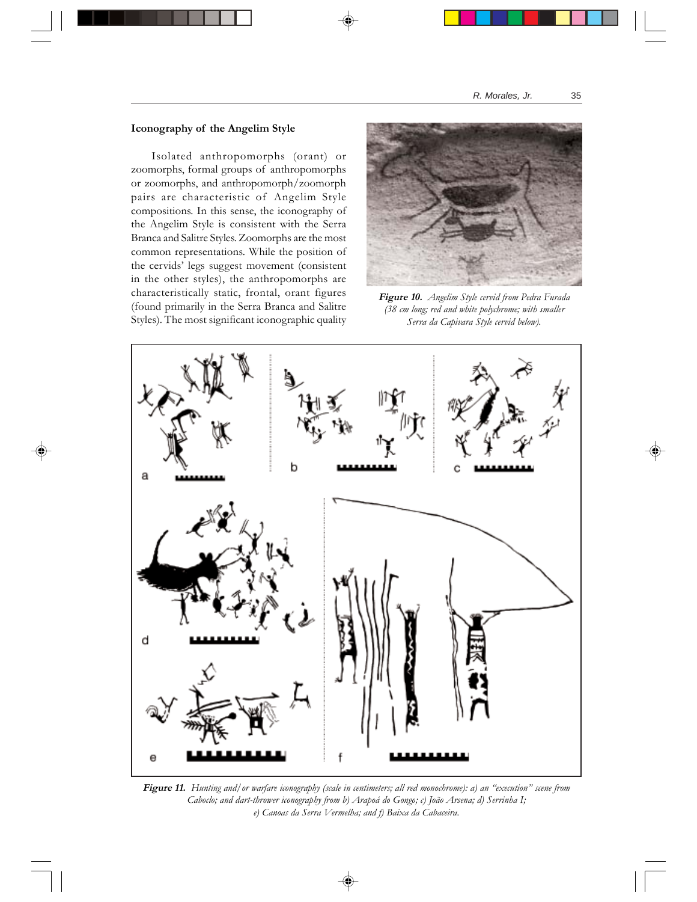### Iconography of the Angelim Style

Isolated anthropomorphs (orant) or zoomorphs, formal groups of anthropomorphs or zoomorphs, and anthropomorph/zoomorph pairs are characteristic of Angelim Style compositions. In this sense, the iconography of the Angelim Style is consistent with the Serra Branca and Salitre Styles. Zoomorphs are the most common representations. While the position of the cervids' legs suggest movement (consistent in the other styles), the anthropomorphs are characteristically static, frontal, orant figures (found primarily in the Serra Branca and Salitre Styles). The most significant iconographic quality

***Figure 10.*** *Angelim Style cervid from Pedra Furada (38 cm long; red and white polychrome; with smaller Serra da Capivara Style cervid below).*

a

b

c

d

e

f

***Figure 11.*** *Hunting and/or warfare iconography (scale in centimeters; all red monochrome): a) an "execution" scene from Caboclo; and dart-thrower iconography from b) Arapoá do Gongo; c) João Arsena; d) Serrinha I; e) Canoas da Serra Vermelha; and f) Baixa da Cabaceira.*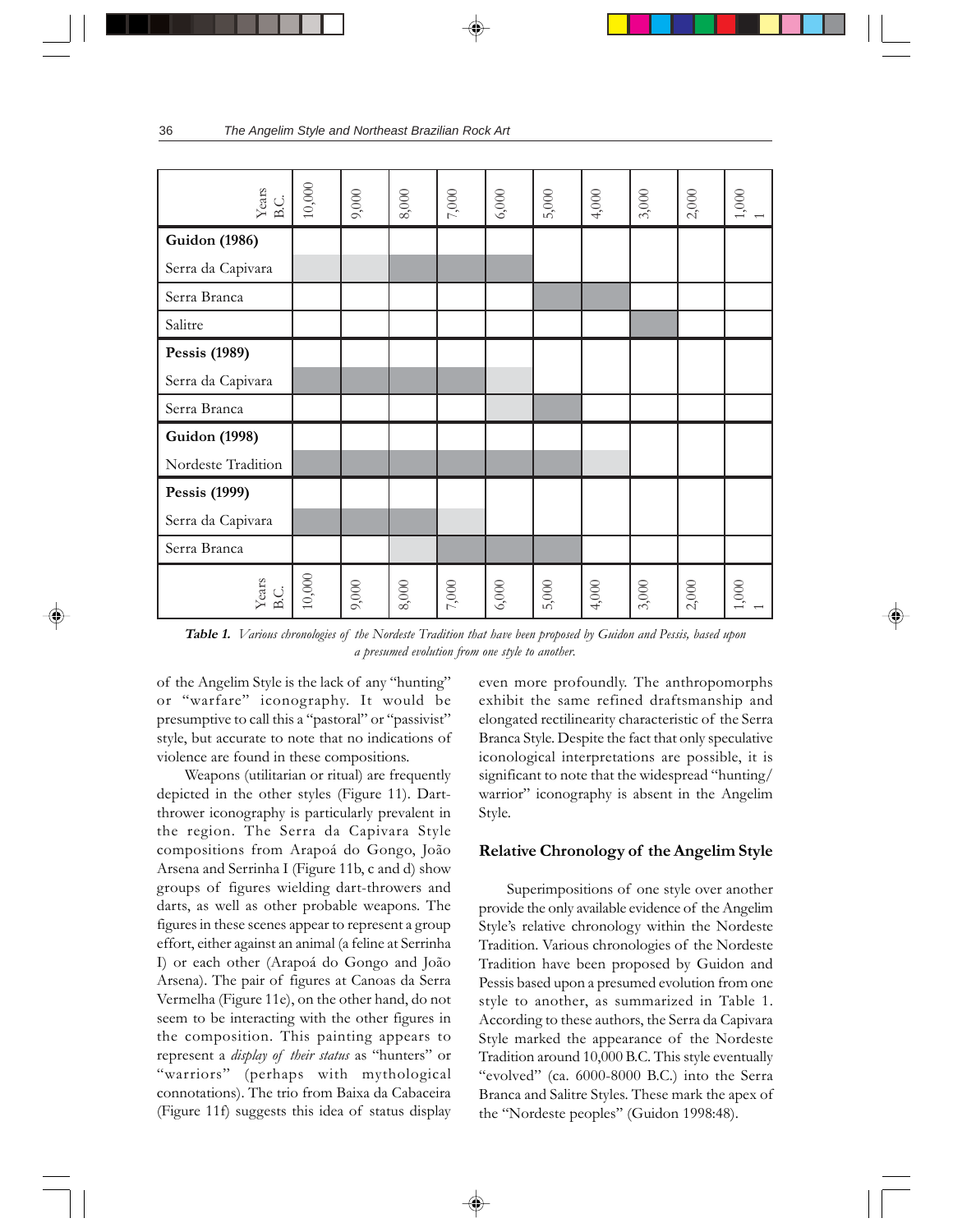| Years B.C. | 10,000 | 9,000 | 8,000 | 7,000 | 6,000 | 5,000 | 4,000 | 3,000 | 2,000 | 1,000 1 |
|---|---|---|---|---|---|---|---|---|---|---|
| **Guidon (1986)** | | | | | | | | | | |
| Serra da Capivara | | | | | | | | | | |
| Serra Branca | | | | | | | | | | |
| Salitre | | | | | | | | | | |
| **Pessis (1989)** | | | | | | | | | | |
| Serra da Capivara | | | | | | | | | | |
| Serra Branca | | | | | | | | | | |
| **Guidon (1998)** | | | | | | | | | | |
| Nordeste Tradition | | | | | | | | | | |
| **Pessis (1999)** | | | | | | | | | | |
| Serra da Capivara | | | | | | | | | | |
| Serra Branca | | | | | | | | | | |
| Years B.C. | 10,000 | 9,000 | 8,000 | 7,000 | 6,000 | 5,000 | 4,000 | 3,000 | 2,000 | 1,000 1 |

***Table 1.*** *Various chronologies of the Nordeste Tradition that have been proposed by Guidon and Pessis, based upon a presumed evolution from one style to another.*

of the Angelim Style is the lack of any "hunting" or "warfare" iconography. It would be presumptive to call this a "pastoral" or "passivist" style, but accurate to note that no indications of violence are found in these compositions.

Weapons (utilitarian or ritual) are frequently depicted in the other styles (Figure 11). Dart-thrower iconography is particularly prevalent in the region. The Serra da Capivara Style compositions from Arapoá do Gongo, João Arsena and Serrinha I (Figure 11b, c and d) show groups of figures wielding dart-throwers and darts, as well as other probable weapons. The figures in these scenes appear to represent a group effort, either against an animal (a feline at Serrinha I) or each other (Arapoá do Gongo and João Arsena). The pair of figures at Canoas da Serra Vermelha (Figure 11e), on the other hand, do not seem to be interacting with the other figures in the composition. This painting appears to represent a *display of their status* as "hunters" or "warriors" (perhaps with mythological connotations). The trio from Baixa da Cabaceira (Figure 11f) suggests this idea of status display even more profoundly. The anthropomorphs exhibit the same refined draftsmanship and elongated rectilinearity characteristic of the Serra Branca Style. Despite the fact that only speculative iconological interpretations are possible, it is significant to note that the widespread "hunting/warrior" iconography is absent in the Angelim Style.

## Relative Chronology of the Angelim Style

Superimpositions of one style over another provide the only available evidence of the Angelim Style's relative chronology within the Nordeste Tradition. Various chronologies of the Nordeste Tradition have been proposed by Guidon and Pessis based upon a presumed evolution from one style to another, as summarized in Table 1. According to these authors, the Serra da Capivara Style marked the appearance of the Nordeste Tradition around 10,000 B.C. This style eventually "evolved" (ca. 6000-8000 B.C.) into the Serra Branca and Salitre Styles. These mark the apex of the "Nordeste peoples" (Guidon 1998:48).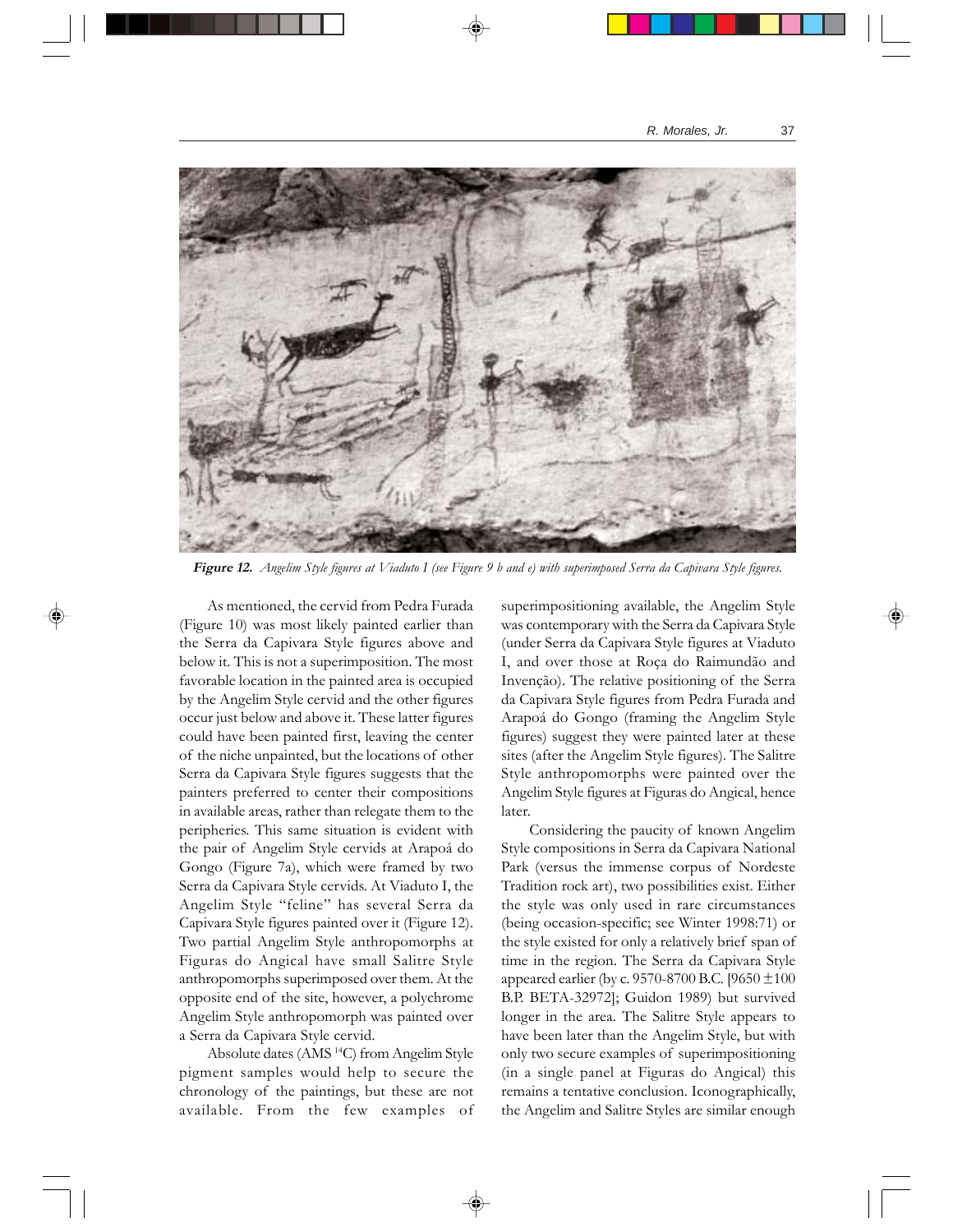*Figure 12. Angelim Style figures at Viaduto I (see Figure 9 b and e) with superimposed Serra da Capivara Style figures.*

As mentioned, the cervid from Pedra Furada (Figure 10) was most likely painted earlier than the Serra da Capivara Style figures above and below it. This is not a superimposition. The most favorable location in the painted area is occupied by the Angelim Style cervid and the other figures occur just below and above it. These latter figures could have been painted first, leaving the center of the niche unpainted, but the locations of other Serra da Capivara Style figures suggests that the painters preferred to center their compositions in available areas, rather than relegate them to the peripheries. This same situation is evident with the pair of Angelim Style cervids at Arapoá do Gongo (Figure 7a), which were framed by two Serra da Capivara Style cervids. At Viaduto I, the Angelim Style "feline" has several Serra da Capivara Style figures painted over it (Figure 12). Two partial Angelim Style anthropomorphs at Figuras do Angical have small Salitre Style anthropomorphs superimposed over them. At the opposite end of the site, however, a polychrome Angelim Style anthropomorph was painted over a Serra da Capivara Style cervid.

Absolute dates (AMS $^{14}C$) from Angelim Style pigment samples would help to secure the chronology of the paintings, but these are not available. From the few examples of superimpositioning available, the Angelim Style was contemporary with the Serra da Capivara Style (under Serra da Capivara Style figures at Viaduto I, and over those at Roça do Raimundão and Invenção). The relative positioning of the Serra da Capivara Style figures from Pedra Furada and Arapoá do Gongo (framing the Angelim Style figures) suggest they were painted later at these sites (after the Angelim Style figures). The Salitre Style anthropomorphs were painted over the Angelim Style figures at Figuras do Angical, hence later.

Considering the paucity of known Angelim Style compositions in Serra da Capivara National Park (versus the immense corpus of Nordeste Tradition rock art), two possibilities exist. Either the style was only used in rare circumstances (being occasion-specific; see Winter 1998:71) or the style existed for only a relatively brief span of time in the region. The Serra da Capivara Style appeared earlier (by c. 9570-8700 B.C. [9650 ±100 B.P. BETA-32972]; Guidon 1989) but survived longer in the area. The Salitre Style appears to have been later than the Angelim Style, but with only two secure examples of superimpositioning (in a single panel at Figuras do Angical) this remains a tentative conclusion. Iconographically, the Angelim and Salitre Styles are similar enough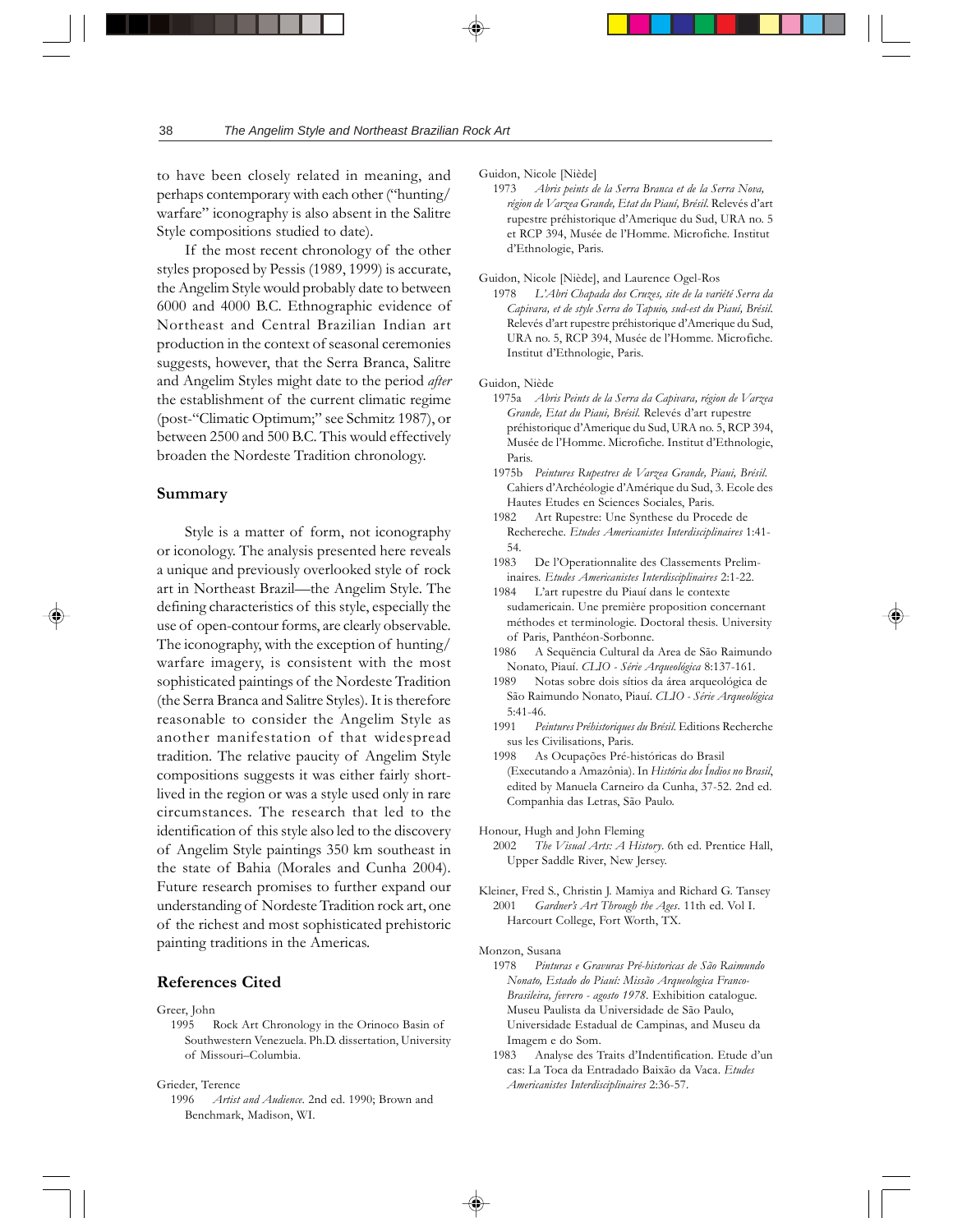to have been closely related in meaning, and perhaps contemporary with each other ("hunting/ warfare" iconography is also absent in the Salitre Style compositions studied to date).

If the most recent chronology of the other styles proposed by Pessis (1989, 1999) is accurate, the Angelim Style would probably date to between 6000 and 4000 B.C. Ethnographic evidence of Northeast and Central Brazilian Indian art production in the context of seasonal ceremonies suggests, however, that the Serra Branca, Salitre and Angelim Styles might date to the period *after* the establishment of the current climatic regime (post-"Climatic Optimum;" see Schmitz 1987), or between 2500 and 500 B.C. This would effectively broaden the Nordeste Tradition chronology.

## Summary

Style is a matter of form, not iconography or iconology. The analysis presented here reveals a unique and previously overlooked style of rock art in Northeast Brazil—the Angelim Style. The defining characteristics of this style, especially the use of open-contour forms, are clearly observable. The iconography, with the exception of hunting/ warfare imagery, is consistent with the most sophisticated paintings of the Nordeste Tradition (the Serra Branca and Salitre Styles). It is therefore reasonable to consider the Angelim Style as another manifestation of that widespread tradition. The relative paucity of Angelim Style compositions suggests it was either fairly short-lived in the region or was a style used only in rare circumstances. The research that led to the identification of this style also led to the discovery of Angelim Style paintings 350 km southeast in the state of Bahia (Morales and Cunha 2004). Future research promises to further expand our understanding of Nordeste Tradition rock art, one of the richest and most sophisticated prehistoric painting traditions in the Americas.

## References Cited

Greer, John
  1995 Rock Art Chronology in the Orinoco Basin of Southwestern Venezuela. Ph.D. dissertation, University of Missouri–Columbia.

Grieder, Terence
  1996 *Artist and Audience*. 2nd ed. 1990; Brown and Benchmark, Madison, WI.

Guidon, Nicole [Niède]
  1973 *Abris peints de la Serra Branca et de la Serra Nova, région de Varzea Grande, Etat du Piauí, Brésil.* Relevés d'art rupestre préhistorique d'Amerique du Sud, URA no. 5 et RCP 394, Musée de l'Homme. Microfiche. Institut d'Ethnologie, Paris.

Guidon, Nicole [Niède], and Laurence Ogel-Ros
  1978 *L'Abri Chapada dos Cruzes, site de la variété Serra da Capivara, et de style Serra do Tapuio, sud-est du Piauí, Brésil.* Relevés d'art rupestre préhistorique d'Amerique du Sud, URA no. 5, RCP 394, Musée de l'Homme. Microfiche. Institut d'Ethnologie, Paris.

Guidon, Niède
  1975a *Abris Peints de la Serra da Capivara, région de Varzea Grande, Etat du Piauí, Brésil.* Relevés d'art rupestre préhistorique d'Amerique du Sud, URA no. 5, RCP 394, Musée de l'Homme. Microfiche. Institut d'Ethnologie, Paris.
  1975b *Peintures Rupestres de Varzea Grande, Piaui, Brésil.* Cahiers d'Archéologie d'Amérique du Sud, 3. Ecole des Hautes Etudes en Sciences Sociales, Paris.
  1982 Art Rupestre: Une Synthese du Procede de Rechereche. *Etudes Americanistes Interdisciplinaires* 1:41-54.
  1983 De l'Operationnalite des Classements Preliminaires. *Etudes Americanistes Interdisciplinaires* 2:1-22.
  1984 L'art rupestre du Piauí dans le contexte sudamericain. Une première proposition concernant méthodes et terminologie. Doctoral thesis. University of Paris, Panthéon-Sorbonne.
  1986 A Sequência Cultural da Area de São Raimundo Nonato, Piauí. *CLIO - Série Arqueológica* 8:137-161.
  1989 Notas sobre dois sítios da área arqueológica de São Raimundo Nonato, Piauí. *CLIO - Série Arqueológica* 5:41-46.
  1991 *Peintures Préhistoriques du Brésil.* Editions Recherche sus les Civilisations, Paris.
  1998 As Ocupações Pré-históricas do Brasil (Executando a Amazônia). In *História dos Índios no Brasil*, edited by Manuela Carneiro da Cunha, 37-52. 2nd ed. Companhia das Letras, São Paulo.

Honour, Hugh and John Fleming
  2002 *The Visual Arts: A History*. 6th ed. Prentice Hall, Upper Saddle River, New Jersey.

Kleiner, Fred S., Christin J. Mamiya and Richard G. Tansey
  2001 *Gardner's Art Through the Ages*. 11th ed. Vol I. Harcourt College, Fort Worth, TX.

Monzon, Susana
  1978 *Pinturas e Gravuras Pré-historicas de São Raimundo Nonato, Estado do Piauí: Missão Arqueologica Franco-Brasileira, fevrero - agosto 1978.* Exhibition catalogue. Museu Paulista da Universidade de São Paulo, Universidade Estadual de Campinas, and Museu da Imagem e do Som.
  1983 Analyse des Traits d'Indentification. Etude d'un cas: La Toca da Entradado Baixão da Vaca. *Etudes Americanistes Interdisciplinaires* 2:36-57.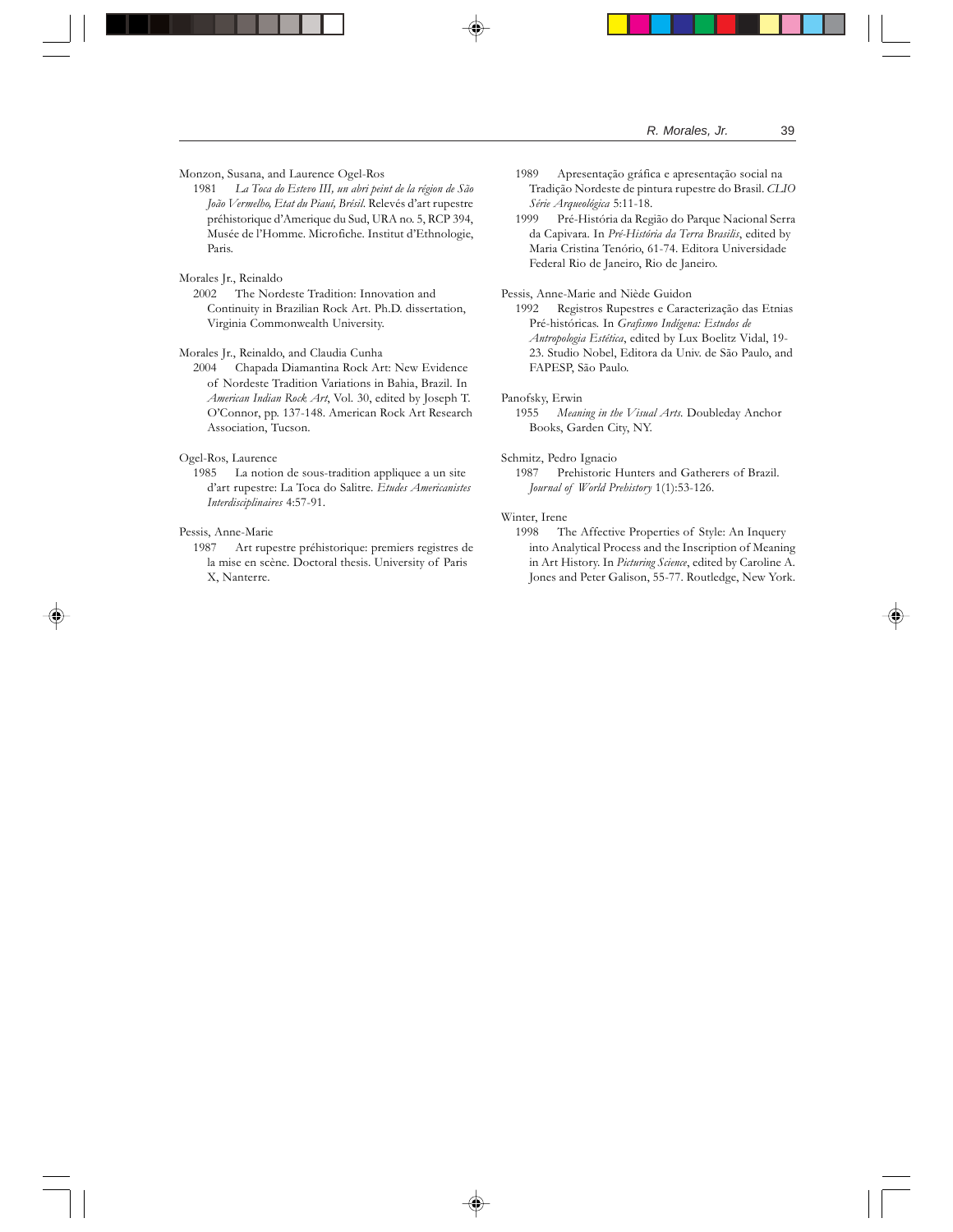Monzon, Susana, and Laurence Ogel-Ros
1981 *La Toca do Estevo III, un abri peint de la région de São João Vermelho, Etat du Piauí, Brésil.* Relevés d'art rupestre préhistorique d'Amerique du Sud, URA no. 5, RCP 394, Musée de l'Homme. Microfiche. Institut d'Ethnologie, Paris.

Morales Jr., Reinaldo
2002 The Nordeste Tradition: Innovation and Continuity in Brazilian Rock Art. Ph.D. dissertation, Virginia Commonwealth University.

Morales Jr., Reinaldo, and Claudia Cunha
2004 Chapada Diamantina Rock Art: New Evidence of Nordeste Tradition Variations in Bahia, Brazil. In *American Indian Rock Art*, Vol. 30, edited by Joseph T. O'Connor, pp. 137-148. American Rock Art Research Association, Tucson.

Ogel-Ros, Laurence
1985 La notion de sous-tradition appliquee a un site d'art rupestre: La Toca do Salitre. *Etudes Americanistes Interdisciplinaires* 4:57-91.

Pessis, Anne-Marie
1987 Art rupestre préhistorique: premiers registres de la mise en scène. Doctoral thesis. University of Paris X, Nanterre.

1989 Apresentação gráfica e apresentação social na Tradição Nordeste de pintura rupestre do Brasil. *CLIO Série Arqueológica* 5:11-18.

1999 Pré-História da Região do Parque Nacional Serra da Capivara. In *Pré-História da Terra Brasilis*, edited by Maria Cristina Tenório, 61-74. Editora Universidade Federal Rio de Janeiro, Rio de Janeiro.

Pessis, Anne-Marie and Niède Guidon
1992 Registros Rupestres e Caracterização das Etnias Pré-históricas. In *Grafismo Indígena: Estudos de Antropologia Estética*, edited by Lux Boelitz Vidal, 19-23. Studio Nobel, Editora da Univ. de São Paulo, and FAPESP, São Paulo.

Panofsky, Erwin
1955 *Meaning in the Visual Arts.* Doubleday Anchor Books, Garden City, NY.

Schmitz, Pedro Ignacio
1987 Prehistoric Hunters and Gatherers of Brazil. *Journal of World Prehistory* 1(1):53-126.

Winter, Irene
1998 The Affective Properties of Style: An Inquery into Analytical Process and the Inscription of Meaning in Art History. In *Picturing Science*, edited by Caroline A. Jones and Peter Galison, 55-77. Routledge, New York.